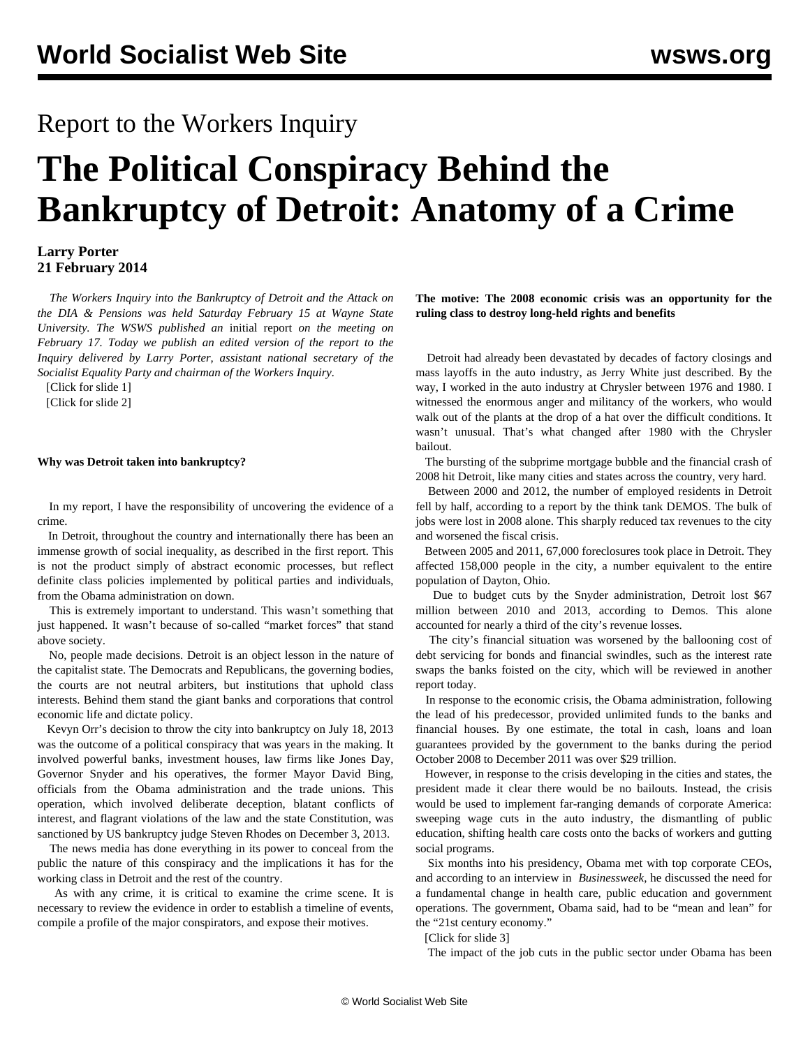# Report to the Workers Inquiry

# The Political Conspiracy Behind the Bankruptcy of Detroit: Anatomy of a Crime

**Larry Porter**
**21 February 2014**

*The Workers Inquiry into the Bankruptcy of Detroit and the Attack on the DIA & Pensions was held Saturday February 15 at Wayne State University. The WSWS published an* initial report *on the meeting on February 17. Today we publish an edited version of the report to the Inquiry delivered by Larry Porter, assistant national secretary of the Socialist Equality Party and chairman of the Workers Inquiry.*

[Click for slide 1]

[Click for slide 2]

**Why was Detroit taken into bankruptcy?**

In my report, I have the responsibility of uncovering the evidence of a crime.

In Detroit, throughout the country and internationally there has been an immense growth of social inequality, as described in the first report. This is not the product simply of abstract economic processes, but reflect definite class policies implemented by political parties and individuals, from the Obama administration on down.

This is extremely important to understand. This wasn't something that just happened. It wasn't because of so-called "market forces" that stand above society.

No, people made decisions. Detroit is an object lesson in the nature of the capitalist state. The Democrats and Republicans, the governing bodies, the courts are not neutral arbiters, but institutions that uphold class interests. Behind them stand the giant banks and corporations that control economic life and dictate policy.

Kevyn Orr's decision to throw the city into bankruptcy on July 18, 2013 was the outcome of a political conspiracy that was years in the making. It involved powerful banks, investment houses, law firms like Jones Day, Governor Snyder and his operatives, the former Mayor David Bing, officials from the Obama administration and the trade unions. This operation, which involved deliberate deception, blatant conflicts of interest, and flagrant violations of the law and the state Constitution, was sanctioned by US bankruptcy judge Steven Rhodes on December 3, 2013.

The news media has done everything in its power to conceal from the public the nature of this conspiracy and the implications it has for the working class in Detroit and the rest of the country.

As with any crime, it is critical to examine the crime scene. It is necessary to review the evidence in order to establish a timeline of events, compile a profile of the major conspirators, and expose their motives.

**The motive: The 2008 economic crisis was an opportunity for the ruling class to destroy long-held rights and benefits**

Detroit had already been devastated by decades of factory closings and mass layoffs in the auto industry, as Jerry White just described. By the way, I worked in the auto industry at Chrysler between 1976 and 1980. I witnessed the enormous anger and militancy of the workers, who would walk out of the plants at the drop of a hat over the difficult conditions. It wasn't unusual. That's what changed after 1980 with the Chrysler bailout.

The bursting of the subprime mortgage bubble and the financial crash of 2008 hit Detroit, like many cities and states across the country, very hard.

Between 2000 and 2012, the number of employed residents in Detroit fell by half, according to a report by the think tank DEMOS. The bulk of jobs were lost in 2008 alone. This sharply reduced tax revenues to the city and worsened the fiscal crisis.

Between 2005 and 2011, 67,000 foreclosures took place in Detroit. They affected 158,000 people in the city, a number equivalent to the entire population of Dayton, Ohio.

Due to budget cuts by the Snyder administration, Detroit lost $67 million between 2010 and 2013, according to Demos. This alone accounted for nearly a third of the city's revenue losses.

The city's financial situation was worsened by the ballooning cost of debt servicing for bonds and financial swindles, such as the interest rate swaps the banks foisted on the city, which will be reviewed in another report today.

In response to the economic crisis, the Obama administration, following the lead of his predecessor, provided unlimited funds to the banks and financial houses. By one estimate, the total in cash, loans and loan guarantees provided by the government to the banks during the period October 2008 to December 2011 was over $29 trillion.

However, in response to the crisis developing in the cities and states, the president made it clear there would be no bailouts. Instead, the crisis would be used to implement far-ranging demands of corporate America: sweeping wage cuts in the auto industry, the dismantling of public education, shifting health care costs onto the backs of workers and gutting social programs.

Six months into his presidency, Obama met with top corporate CEOs, and according to an interview in *Businessweek*, he discussed the need for a fundamental change in health care, public education and government operations. The government, Obama said, had to be "mean and lean" for the "21st century economy."

[Click for slide 3]

The impact of the job cuts in the public sector under Obama has been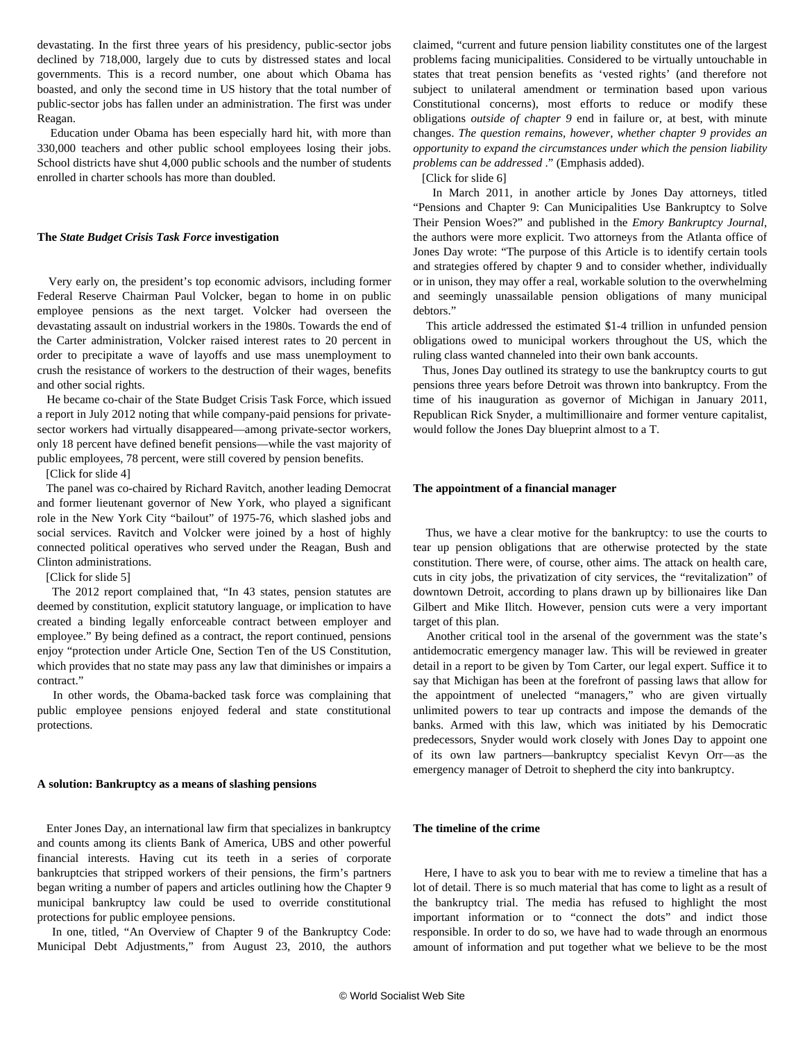devastating. In the first three years of his presidency, public-sector jobs declined by 718,000, largely due to cuts by distressed states and local governments. This is a record number, one about which Obama has boasted, and only the second time in US history that the total number of public-sector jobs has fallen under an administration. The first was under Reagan.

Education under Obama has been especially hard hit, with more than 330,000 teachers and other public school employees losing their jobs. School districts have shut 4,000 public schools and the number of students enrolled in charter schools has more than doubled.

**The *State Budget Crisis Task Force* investigation**

Very early on, the president's top economic advisors, including former Federal Reserve Chairman Paul Volcker, began to home in on public employee pensions as the next target. Volcker had overseen the devastating assault on industrial workers in the 1980s. Towards the end of the Carter administration, Volcker raised interest rates to 20 percent in order to precipitate a wave of layoffs and use mass unemployment to crush the resistance of workers to the destruction of their wages, benefits and other social rights.

He became co-chair of the State Budget Crisis Task Force, which issued a report in July 2012 noting that while company-paid pensions for private-sector workers had virtually disappeared—among private-sector workers, only 18 percent have defined benefit pensions—while the vast majority of public employees, 78 percent, were still covered by pension benefits.

[Click for slide 4]

The panel was co-chaired by Richard Ravitch, another leading Democrat and former lieutenant governor of New York, who played a significant role in the New York City "bailout" of 1975-76, which slashed jobs and social services. Ravitch and Volcker were joined by a host of highly connected political operatives who served under the Reagan, Bush and Clinton administrations.

[Click for slide 5]

The 2012 report complained that, "In 43 states, pension statutes are deemed by constitution, explicit statutory language, or implication to have created a binding legally enforceable contract between employer and employee." By being defined as a contract, the report continued, pensions enjoy "protection under Article One, Section Ten of the US Constitution, which provides that no state may pass any law that diminishes or impairs a contract."

In other words, the Obama-backed task force was complaining that public employee pensions enjoyed federal and state constitutional protections.

**A solution: Bankruptcy as a means of slashing pensions**

Enter Jones Day, an international law firm that specializes in bankruptcy and counts among its clients Bank of America, UBS and other powerful financial interests. Having cut its teeth in a series of corporate bankruptcies that stripped workers of their pensions, the firm's partners began writing a number of papers and articles outlining how the Chapter 9 municipal bankruptcy law could be used to override constitutional protections for public employee pensions.

In one, titled, "An Overview of Chapter 9 of the Bankruptcy Code: Municipal Debt Adjustments," from August 23, 2010, the authors claimed, "current and future pension liability constitutes one of the largest problems facing municipalities. Considered to be virtually untouchable in states that treat pension benefits as 'vested rights' (and therefore not subject to unilateral amendment or termination based upon various Constitutional concerns), most efforts to reduce or modify these obligations *outside of chapter 9* end in failure or, at best, with minute changes. *The question remains, however, whether chapter 9 provides an opportunity to expand the circumstances under which the pension liability problems can be addressed* ." (Emphasis added).

[Click for slide 6]

In March 2011, in another article by Jones Day attorneys, titled "Pensions and Chapter 9: Can Municipalities Use Bankruptcy to Solve Their Pension Woes?" and published in the *Emory Bankruptcy Journal*, the authors were more explicit. Two attorneys from the Atlanta office of Jones Day wrote: "The purpose of this Article is to identify certain tools and strategies offered by chapter 9 and to consider whether, individually or in unison, they may offer a real, workable solution to the overwhelming and seemingly unassailable pension obligations of many municipal debtors."

This article addressed the estimated $1-4 trillion in unfunded pension obligations owed to municipal workers throughout the US, which the ruling class wanted channeled into their own bank accounts.

Thus, Jones Day outlined its strategy to use the bankruptcy courts to gut pensions three years before Detroit was thrown into bankruptcy. From the time of his inauguration as governor of Michigan in January 2011, Republican Rick Snyder, a multimillionaire and former venture capitalist, would follow the Jones Day blueprint almost to a T.

**The appointment of a financial manager**

Thus, we have a clear motive for the bankruptcy: to use the courts to tear up pension obligations that are otherwise protected by the state constitution. There were, of course, other aims. The attack on health care, cuts in city jobs, the privatization of city services, the "revitalization" of downtown Detroit, according to plans drawn up by billionaires like Dan Gilbert and Mike Ilitch. However, pension cuts were a very important target of this plan.

Another critical tool in the arsenal of the government was the state's antidemocratic emergency manager law. This will be reviewed in greater detail in a report to be given by Tom Carter, our legal expert. Suffice it to say that Michigan has been at the forefront of passing laws that allow for the appointment of unelected "managers," who are given virtually unlimited powers to tear up contracts and impose the demands of the banks. Armed with this law, which was initiated by his Democratic predecessors, Snyder would work closely with Jones Day to appoint one of its own law partners—bankruptcy specialist Kevyn Orr—as the emergency manager of Detroit to shepherd the city into bankruptcy.

**The timeline of the crime**

Here, I have to ask you to bear with me to review a timeline that has a lot of detail. There is so much material that has come to light as a result of the bankruptcy trial. The media has refused to highlight the most important information or to "connect the dots" and indict those responsible. In order to do so, we have had to wade through an enormous amount of information and put together what we believe to be the most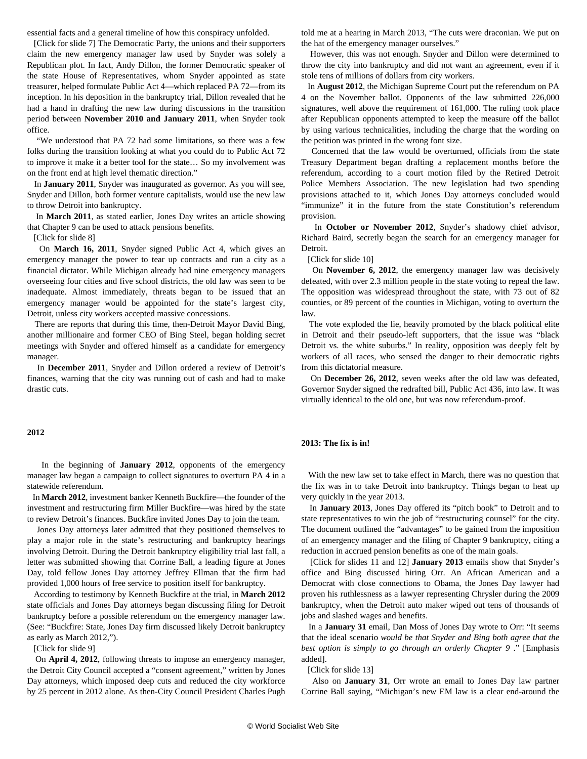essential facts and a general timeline of how this conspiracy unfolded.

[Click for slide 7] The Democratic Party, the unions and their supporters claim the new emergency manager law used by Snyder was solely a Republican plot. In fact, Andy Dillon, the former Democratic speaker of the state House of Representatives, whom Snyder appointed as state treasurer, helped formulate Public Act 4—which replaced PA 72—from its inception. In his deposition in the bankruptcy trial, Dillon revealed that he had a hand in drafting the new law during discussions in the transition period between **November 2010 and January 2011**, when Snyder took office.

"We understood that PA 72 had some limitations, so there was a few folks during the transition looking at what you could do to Public Act 72 to improve it make it a better tool for the state… So my involvement was on the front end at high level thematic direction."

In **January 2011**, Snyder was inaugurated as governor. As you will see, Snyder and Dillon, both former venture capitalists, would use the new law to throw Detroit into bankruptcy.

In **March 2011**, as stated earlier, Jones Day writes an article showing that Chapter 9 can be used to attack pensions benefits.

[Click for slide 8]

On **March 16, 2011**, Snyder signed Public Act 4, which gives an emergency manager the power to tear up contracts and run a city as a financial dictator. While Michigan already had nine emergency managers overseeing four cities and five school districts, the old law was seen to be inadequate. Almost immediately, threats began to be issued that an emergency manager would be appointed for the state's largest city, Detroit, unless city workers accepted massive concessions.

There are reports that during this time, then-Detroit Mayor David Bing, another millionaire and former CEO of Bing Steel, began holding secret meetings with Snyder and offered himself as a candidate for emergency manager.

In **December 2011**, Snyder and Dillon ordered a review of Detroit's finances, warning that the city was running out of cash and had to make drastic cuts.

**2012**

In the beginning of **January 2012**, opponents of the emergency manager law began a campaign to collect signatures to overturn PA 4 in a statewide referendum.

In **March 2012**, investment banker Kenneth Buckfire—the founder of the investment and restructuring firm Miller Buckfire—was hired by the state to review Detroit's finances. Buckfire invited Jones Day to join the team.

Jones Day attorneys later admitted that they positioned themselves to play a major role in the state's restructuring and bankruptcy hearings involving Detroit. During the Detroit bankruptcy eligibility trial last fall, a letter was submitted showing that Corrine Ball, a leading figure at Jones Day, told fellow Jones Day attorney Jeffrey Ellman that the firm had provided 1,000 hours of free service to position itself for bankruptcy.

According to testimony by Kenneth Buckfire at the trial, in **March 2012** state officials and Jones Day attorneys began discussing filing for Detroit bankruptcy before a possible referendum on the emergency manager law. (See: "Buckfire: State, Jones Day firm discussed likely Detroit bankruptcy as early as March 2012,").

[Click for slide 9]

On **April 4, 2012**, following threats to impose an emergency manager, the Detroit City Council accepted a "consent agreement," written by Jones Day attorneys, which imposed deep cuts and reduced the city workforce by 25 percent in 2012 alone. As then-City Council President Charles Pugh told me at a hearing in March 2013, "The cuts were draconian. We put on the hat of the emergency manager ourselves."

However, this was not enough. Snyder and Dillon were determined to throw the city into bankruptcy and did not want an agreement, even if it stole tens of millions of dollars from city workers.

In **August 2012**, the Michigan Supreme Court put the referendum on PA 4 on the November ballot. Opponents of the law submitted 226,000 signatures, well above the requirement of 161,000. The ruling took place after Republican opponents attempted to keep the measure off the ballot by using various technicalities, including the charge that the wording on the petition was printed in the wrong font size.

Concerned that the law would be overturned, officials from the state Treasury Department began drafting a replacement months before the referendum, according to a court motion filed by the Retired Detroit Police Members Association. The new legislation had two spending provisions attached to it, which Jones Day attorneys concluded would "immunize" it in the future from the state Constitution's referendum provision.

In **October or November 2012**, Snyder's shadowy chief advisor, Richard Baird, secretly began the search for an emergency manager for Detroit.

[Click for slide 10]

On **November 6, 2012**, the emergency manager law was decisively defeated, with over 2.3 million people in the state voting to repeal the law. The opposition was widespread throughout the state, with 73 out of 82 counties, or 89 percent of the counties in Michigan, voting to overturn the law.

The vote exploded the lie, heavily promoted by the black political elite in Detroit and their pseudo-left supporters, that the issue was "black Detroit vs. the white suburbs." In reality, opposition was deeply felt by workers of all races, who sensed the danger to their democratic rights from this dictatorial measure.

On **December 26, 2012**, seven weeks after the old law was defeated, Governor Snyder signed the redrafted bill, Public Act 436, into law. It was virtually identical to the old one, but was now referendum-proof.

**2013: The fix is in!**

With the new law set to take effect in March, there was no question that the fix was in to take Detroit into bankruptcy. Things began to heat up very quickly in the year 2013.

In **January 2013**, Jones Day offered its "pitch book" to Detroit and to state representatives to win the job of "restructuring counsel" for the city. The document outlined the "advantages" to be gained from the imposition of an emergency manager and the filing of Chapter 9 bankruptcy, citing a reduction in accrued pension benefits as one of the main goals.

[Click for slides 11 and 12] **January 2013** emails show that Snyder's office and Bing discussed hiring Orr. An African American and a Democrat with close connections to Obama, the Jones Day lawyer had proven his ruthlessness as a lawyer representing Chrysler during the 2009 bankruptcy, when the Detroit auto maker wiped out tens of thousands of jobs and slashed wages and benefits.

In a **January 31** email, Dan Moss of Jones Day wrote to Orr: "It seems that the ideal scenario *would be that Snyder and Bing both agree that the best option is simply to go through an orderly Chapter 9* ." [Emphasis added].

[Click for slide 13]

Also on **January 31**, Orr wrote an email to Jones Day law partner Corrine Ball saying, "Michigan's new EM law is a clear end-around the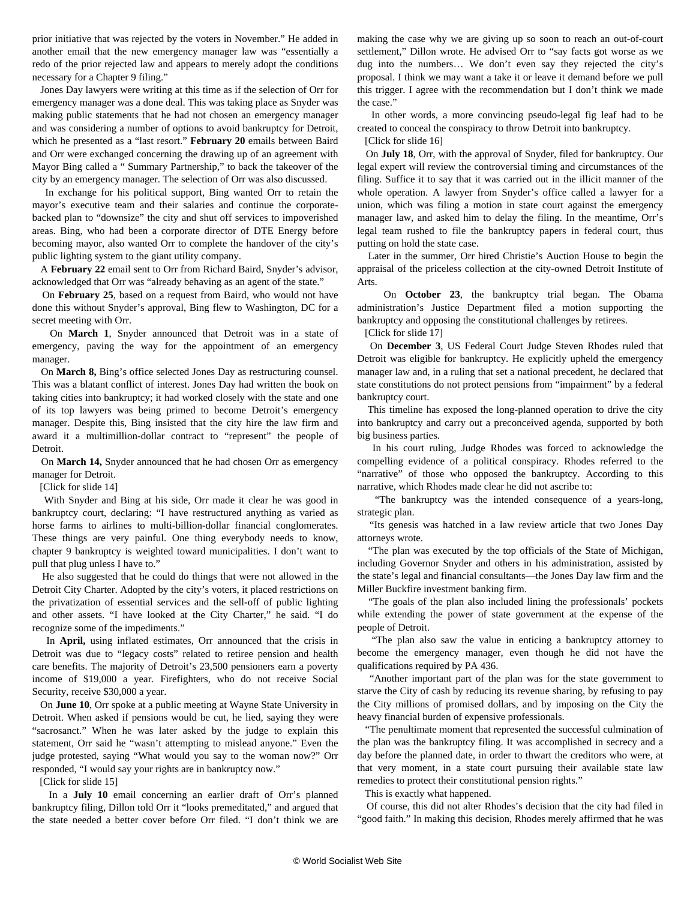prior initiative that was rejected by the voters in November." He added in another email that the new emergency manager law was "essentially a redo of the prior rejected law and appears to merely adopt the conditions necessary for a Chapter 9 filing."

Jones Day lawyers were writing at this time as if the selection of Orr for emergency manager was a done deal. This was taking place as Snyder was making public statements that he had not chosen an emergency manager and was considering a number of options to avoid bankruptcy for Detroit, which he presented as a "last resort." **February 20** emails between Baird and Orr were exchanged concerning the drawing up of an agreement with Mayor Bing called a " Summary Partnership," to back the takeover of the city by an emergency manager. The selection of Orr was also discussed.

In exchange for his political support, Bing wanted Orr to retain the mayor's executive team and their salaries and continue the corporate-backed plan to "downsize" the city and shut off services to impoverished areas. Bing, who had been a corporate director of DTE Energy before becoming mayor, also wanted Orr to complete the handover of the city's public lighting system to the giant utility company.

A **February 22** email sent to Orr from Richard Baird, Snyder's advisor, acknowledged that Orr was "already behaving as an agent of the state."

On **February 25**, based on a request from Baird, who would not have done this without Snyder's approval, Bing flew to Washington, DC for a secret meeting with Orr.

On **March 1**, Snyder announced that Detroit was in a state of emergency, paving the way for the appointment of an emergency manager.

On **March 8,** Bing's office selected Jones Day as restructuring counsel. This was a blatant conflict of interest. Jones Day had written the book on taking cities into bankruptcy; it had worked closely with the state and one of its top lawyers was being primed to become Detroit's emergency manager. Despite this, Bing insisted that the city hire the law firm and award it a multimillion-dollar contract to "represent" the people of Detroit.

On **March 14,** Snyder announced that he had chosen Orr as emergency manager for Detroit.

[Click for slide 14]

With Snyder and Bing at his side, Orr made it clear he was good in bankruptcy court, declaring: "I have restructured anything as varied as horse farms to airlines to multi-billion-dollar financial conglomerates. These things are very painful. One thing everybody needs to know, chapter 9 bankruptcy is weighted toward municipalities. I don't want to pull that plug unless I have to."

He also suggested that he could do things that were not allowed in the Detroit City Charter. Adopted by the city's voters, it placed restrictions on the privatization of essential services and the sell-off of public lighting and other assets. "I have looked at the City Charter," he said. "I do recognize some of the impediments."

In **April,** using inflated estimates, Orr announced that the crisis in Detroit was due to "legacy costs" related to retiree pension and health care benefits. The majority of Detroit's 23,500 pensioners earn a poverty income of $19,000 a year. Firefighters, who do not receive Social Security, receive $30,000 a year.

On **June 10**, Orr spoke at a public meeting at Wayne State University in Detroit. When asked if pensions would be cut, he lied, saying they were "sacrosanct." When he was later asked by the judge to explain this statement, Orr said he "wasn't attempting to mislead anyone." Even the judge protested, saying "What would you say to the woman now?" Orr responded, "I would say your rights are in bankruptcy now."

[Click for slide 15]

In a **July 10** email concerning an earlier draft of Orr's planned bankruptcy filing, Dillon told Orr it "looks premeditated," and argued that the state needed a better cover before Orr filed. "I don't think we are making the case why we are giving up so soon to reach an out-of-court settlement," Dillon wrote. He advised Orr to "say facts got worse as we dug into the numbers… We don't even say they rejected the city's proposal. I think we may want a take it or leave it demand before we pull this trigger. I agree with the recommendation but I don't think we made the case."

In other words, a more convincing pseudo-legal fig leaf had to be created to conceal the conspiracy to throw Detroit into bankruptcy.

[Click for slide 16]

On **July 18**, Orr, with the approval of Snyder, filed for bankruptcy. Our legal expert will review the controversial timing and circumstances of the filing. Suffice it to say that it was carried out in the illicit manner of the whole operation. A lawyer from Snyder's office called a lawyer for a union, which was filing a motion in state court against the emergency manager law, and asked him to delay the filing. In the meantime, Orr's legal team rushed to file the bankruptcy papers in federal court, thus putting on hold the state case.

Later in the summer, Orr hired Christie's Auction House to begin the appraisal of the priceless collection at the city-owned Detroit Institute of Arts.

On **October 23**, the bankruptcy trial began. The Obama administration's Justice Department filed a motion supporting the bankruptcy and opposing the constitutional challenges by retirees.

[Click for slide 17]

On **December 3**, US Federal Court Judge Steven Rhodes ruled that Detroit was eligible for bankruptcy. He explicitly upheld the emergency manager law and, in a ruling that set a national precedent, he declared that state constitutions do not protect pensions from "impairment" by a federal bankruptcy court.

This timeline has exposed the long-planned operation to drive the city into bankruptcy and carry out a preconceived agenda, supported by both big business parties.

In his court ruling, Judge Rhodes was forced to acknowledge the compelling evidence of a political conspiracy. Rhodes referred to the "narrative" of those who opposed the bankruptcy. According to this narrative, which Rhodes made clear he did not ascribe to:

"The bankruptcy was the intended consequence of a years-long, strategic plan.

"Its genesis was hatched in a law review article that two Jones Day attorneys wrote.

"The plan was executed by the top officials of the State of Michigan, including Governor Snyder and others in his administration, assisted by the state's legal and financial consultants—the Jones Day law firm and the Miller Buckfire investment banking firm.

"The goals of the plan also included lining the professionals' pockets while extending the power of state government at the expense of the people of Detroit.

"The plan also saw the value in enticing a bankruptcy attorney to become the emergency manager, even though he did not have the qualifications required by PA 436.

"Another important part of the plan was for the state government to starve the City of cash by reducing its revenue sharing, by refusing to pay the City millions of promised dollars, and by imposing on the City the heavy financial burden of expensive professionals.

"The penultimate moment that represented the successful culmination of the plan was the bankruptcy filing. It was accomplished in secrecy and a day before the planned date, in order to thwart the creditors who were, at that very moment, in a state court pursuing their available state law remedies to protect their constitutional pension rights."

This is exactly what happened.

Of course, this did not alter Rhodes's decision that the city had filed in "good faith." In making this decision, Rhodes merely affirmed that he was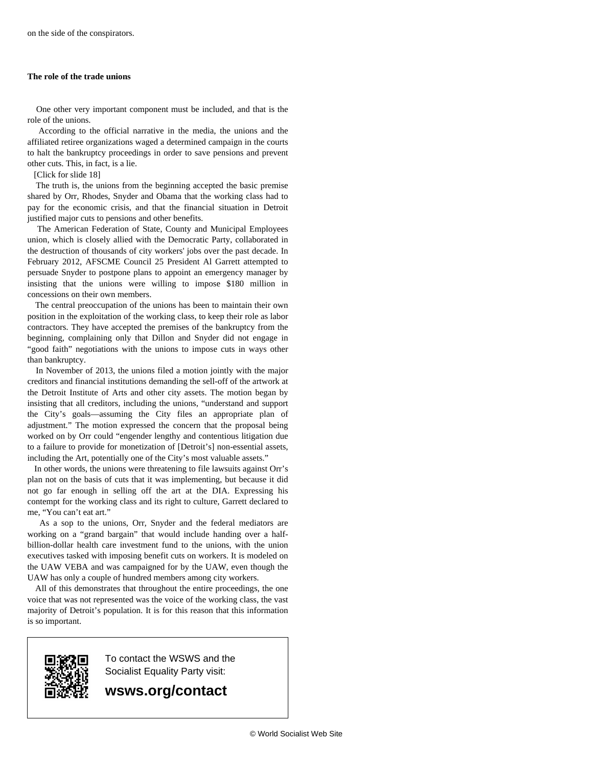on the side of the conspirators.

**The role of the trade unions**

One other very important component must be included, and that is the role of the unions.

According to the official narrative in the media, the unions and the affiliated retiree organizations waged a determined campaign in the courts to halt the bankruptcy proceedings in order to save pensions and prevent other cuts. This, in fact, is a lie.

[Click for slide 18]

The truth is, the unions from the beginning accepted the basic premise shared by Orr, Rhodes, Snyder and Obama that the working class had to pay for the economic crisis, and that the financial situation in Detroit justified major cuts to pensions and other benefits.

The American Federation of State, County and Municipal Employees union, which is closely allied with the Democratic Party, collaborated in the destruction of thousands of city workers' jobs over the past decade. In February 2012, AFSCME Council 25 President Al Garrett attempted to persuade Snyder to postpone plans to appoint an emergency manager by insisting that the unions were willing to impose $180 million in concessions on their own members.

The central preoccupation of the unions has been to maintain their own position in the exploitation of the working class, to keep their role as labor contractors. They have accepted the premises of the bankruptcy from the beginning, complaining only that Dillon and Snyder did not engage in "good faith" negotiations with the unions to impose cuts in ways other than bankruptcy.

In November of 2013, the unions filed a motion jointly with the major creditors and financial institutions demanding the sell-off of the artwork at the Detroit Institute of Arts and other city assets. The motion began by insisting that all creditors, including the unions, "understand and support the City's goals—assuming the City files an appropriate plan of adjustment." The motion expressed the concern that the proposal being worked on by Orr could "engender lengthy and contentious litigation due to a failure to provide for monetization of [Detroit's] non-essential assets, including the Art, potentially one of the City's most valuable assets."

In other words, the unions were threatening to file lawsuits against Orr's plan not on the basis of cuts that it was implementing, but because it did not go far enough in selling off the art at the DIA. Expressing his contempt for the working class and its right to culture, Garrett declared to me, "You can't eat art."

As a sop to the unions, Orr, Snyder and the federal mediators are working on a "grand bargain" that would include handing over a half-billion-dollar health care investment fund to the unions, with the union executives tasked with imposing benefit cuts on workers. It is modeled on the UAW VEBA and was campaigned for by the UAW, even though the UAW has only a couple of hundred members among city workers.

All of this demonstrates that throughout the entire proceedings, the one voice that was not represented was the voice of the working class, the vast majority of Detroit's population. It is for this reason that this information is so important.

To contact the WSWS and the Socialist Equality Party visit:

**wsws.org/contact**